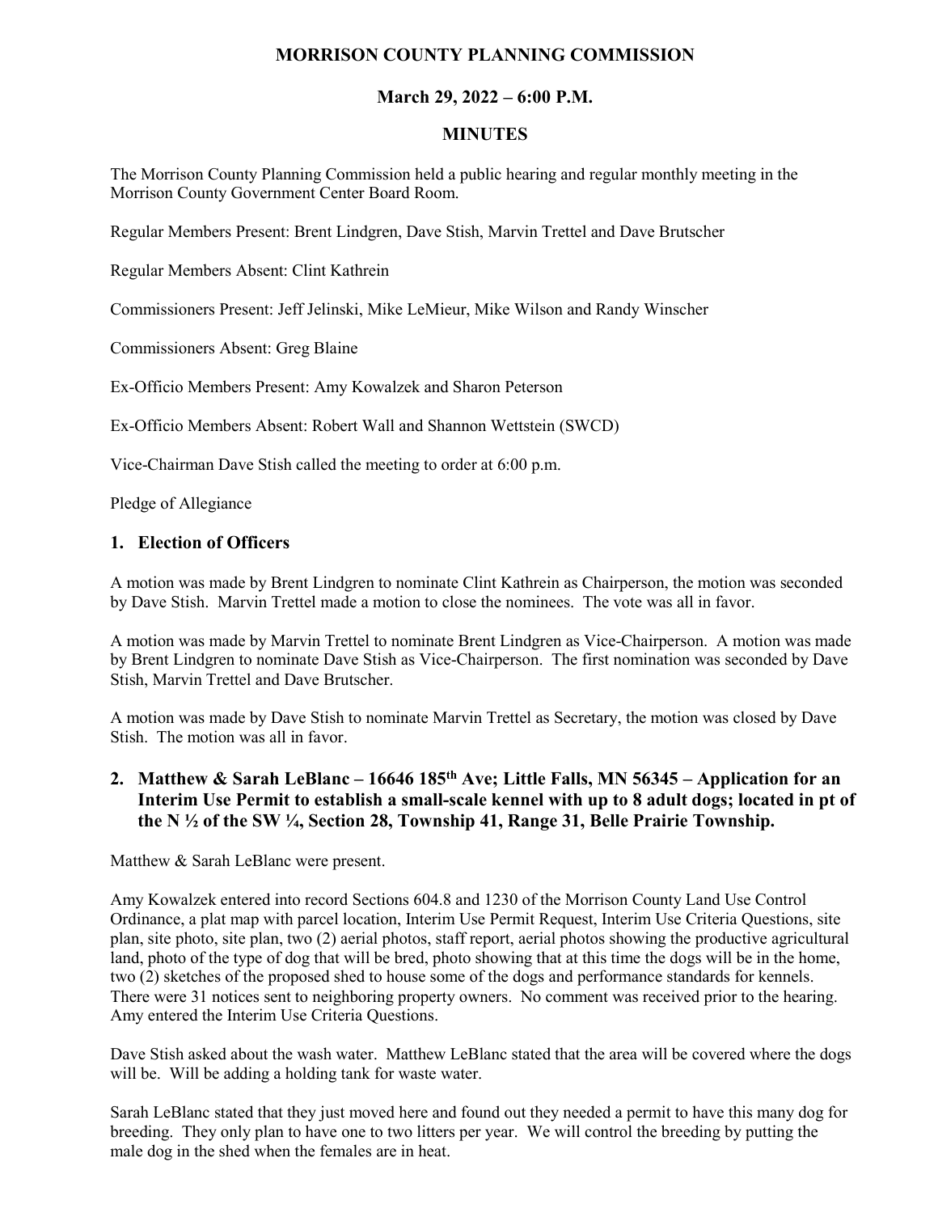# MORRISON COUNTY PLANNING COMMISSION

## March 29, 2022 – 6:00 P.M.

## MINUTES

The Morrison County Planning Commission held a public hearing and regular monthly meeting in the Morrison County Government Center Board Room.

Regular Members Present: Brent Lindgren, Dave Stish, Marvin Trettel and Dave Brutscher

Regular Members Absent: Clint Kathrein

Commissioners Present: Jeff Jelinski, Mike LeMieur, Mike Wilson and Randy Winscher

Commissioners Absent: Greg Blaine

Ex-Officio Members Present: Amy Kowalzek and Sharon Peterson

Ex-Officio Members Absent: Robert Wall and Shannon Wettstein (SWCD)

Vice-Chairman Dave Stish called the meeting to order at 6:00 p.m.

Pledge of Allegiance

### 1. Election of Officers

A motion was made by Brent Lindgren to nominate Clint Kathrein as Chairperson, the motion was seconded by Dave Stish. Marvin Trettel made a motion to close the nominees. The vote was all in favor.

A motion was made by Marvin Trettel to nominate Brent Lindgren as Vice-Chairperson. A motion was made by Brent Lindgren to nominate Dave Stish as Vice-Chairperson. The first nomination was seconded by Dave Stish, Marvin Trettel and Dave Brutscher.

A motion was made by Dave Stish to nominate Marvin Trettel as Secretary, the motion was closed by Dave Stish. The motion was all in favor.

### 2. Matthew & Sarah LeBlanc – 16646 185th Ave; Little Falls, MN 56345 – Application for an Interim Use Permit to establish a small-scale kennel with up to 8 adult dogs; located in pt of the N ½ of the SW ¼, Section 28, Township 41, Range 31, Belle Prairie Township.

Matthew & Sarah LeBlanc were present.

Amy Kowalzek entered into record Sections 604.8 and 1230 of the Morrison County Land Use Control Ordinance, a plat map with parcel location, Interim Use Permit Request, Interim Use Criteria Questions, site plan, site photo, site plan, two (2) aerial photos, staff report, aerial photos showing the productive agricultural land, photo of the type of dog that will be bred, photo showing that at this time the dogs will be in the home, two (2) sketches of the proposed shed to house some of the dogs and performance standards for kennels. There were 31 notices sent to neighboring property owners. No comment was received prior to the hearing. Amy entered the Interim Use Criteria Questions.

Dave Stish asked about the wash water. Matthew LeBlanc stated that the area will be covered where the dogs will be. Will be adding a holding tank for waste water.

Sarah LeBlanc stated that they just moved here and found out they needed a permit to have this many dog for breeding. They only plan to have one to two litters per year. We will control the breeding by putting the male dog in the shed when the females are in heat.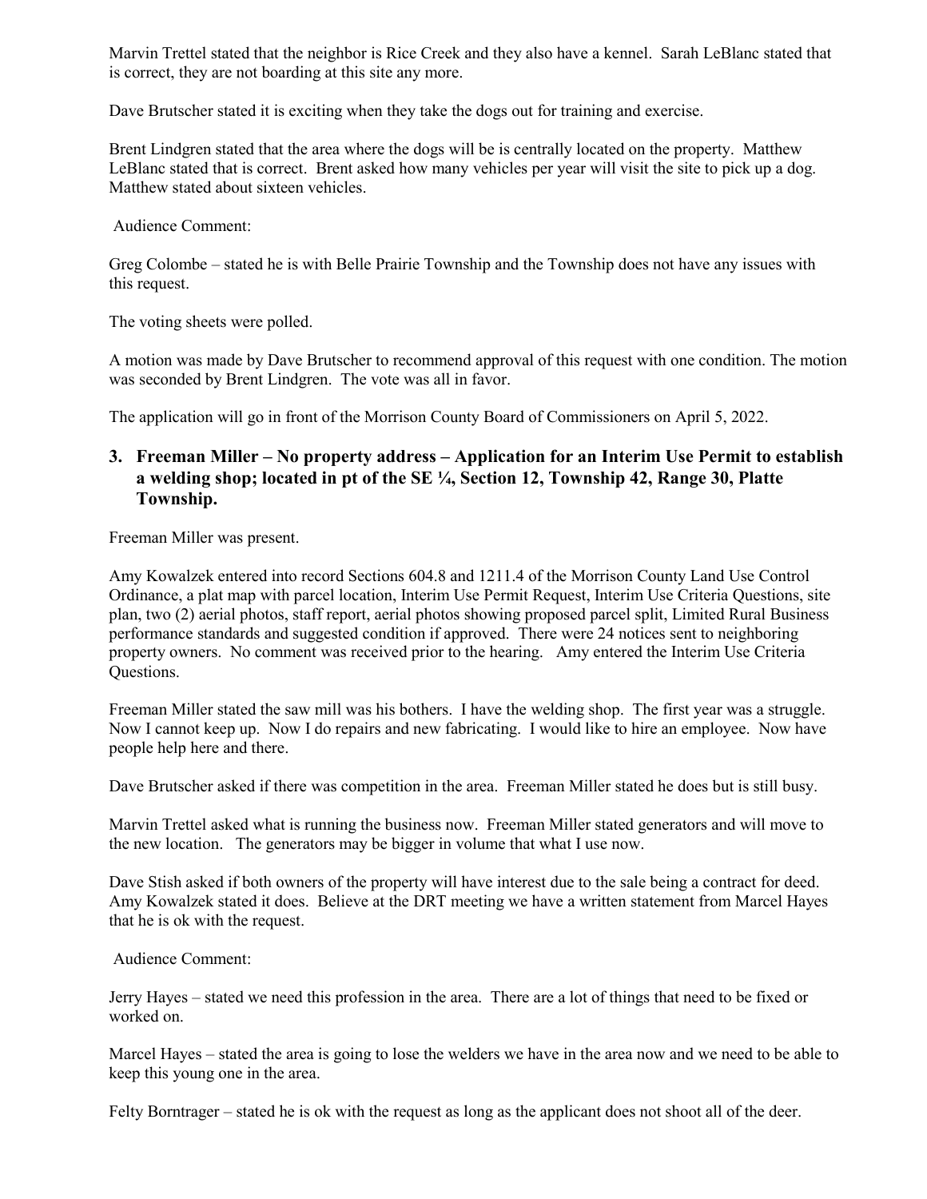Marvin Trettel stated that the neighbor is Rice Creek and they also have a kennel. Sarah LeBlanc stated that is correct, they are not boarding at this site any more.

Dave Brutscher stated it is exciting when they take the dogs out for training and exercise.

Brent Lindgren stated that the area where the dogs will be is centrally located on the property. Matthew LeBlanc stated that is correct. Brent asked how many vehicles per year will visit the site to pick up a dog. Matthew stated about sixteen vehicles.

Audience Comment:

Greg Colombe – stated he is with Belle Prairie Township and the Township does not have any issues with this request.

The voting sheets were polled.

A motion was made by Dave Brutscher to recommend approval of this request with one condition. The motion was seconded by Brent Lindgren. The vote was all in favor.

The application will go in front of the Morrison County Board of Commissioners on April 5, 2022.

**3. Freeman Miller – No property address – Application for an Interim Use Permit to establish a welding shop; located in pt of the SE ¼, Section 12, Township 42, Range 30, Platte Township.**

Freeman Miller was present.

Amy Kowalzek entered into record Sections 604.8 and 1211.4 of the Morrison County Land Use Control Ordinance, a plat map with parcel location, Interim Use Permit Request, Interim Use Criteria Questions, site plan, two (2) aerial photos, staff report, aerial photos showing proposed parcel split, Limited Rural Business performance standards and suggested condition if approved. There were 24 notices sent to neighboring property owners. No comment was received prior to the hearing. Amy entered the Interim Use Criteria Questions.

Freeman Miller stated the saw mill was his bothers. I have the welding shop. The first year was a struggle. Now I cannot keep up. Now I do repairs and new fabricating. I would like to hire an employee. Now have people help here and there.

Dave Brutscher asked if there was competition in the area. Freeman Miller stated he does but is still busy.

Marvin Trettel asked what is running the business now. Freeman Miller stated generators and will move to the new location. The generators may be bigger in volume that what I use now.

Dave Stish asked if both owners of the property will have interest due to the sale being a contract for deed. Amy Kowalzek stated it does. Believe at the DRT meeting we have a written statement from Marcel Hayes that he is ok with the request.

Audience Comment:

Jerry Hayes – stated we need this profession in the area. There are a lot of things that need to be fixed or worked on.

Marcel Hayes – stated the area is going to lose the welders we have in the area now and we need to be able to keep this young one in the area.

Felty Borntrager – stated he is ok with the request as long as the applicant does not shoot all of the deer.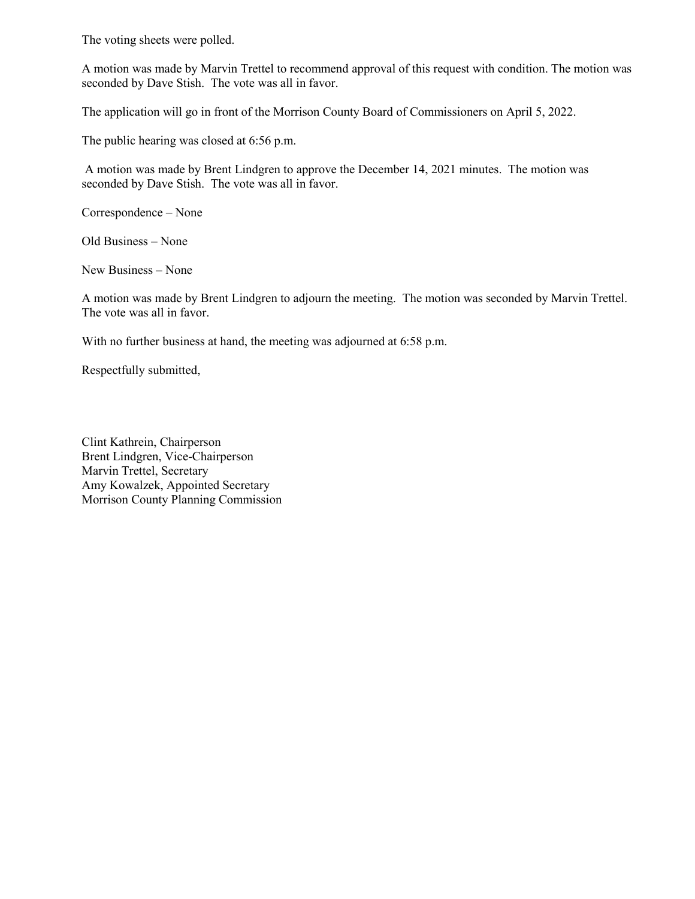The voting sheets were polled.

A motion was made by Marvin Trettel to recommend approval of this request with condition. The motion was seconded by Dave Stish. The vote was all in favor.

The application will go in front of the Morrison County Board of Commissioners on April 5, 2022.

The public hearing was closed at 6:56 p.m.

A motion was made by Brent Lindgren to approve the December 14, 2021 minutes. The motion was seconded by Dave Stish. The vote was all in favor.

Correspondence – None

Old Business – None

New Business – None

A motion was made by Brent Lindgren to adjourn the meeting. The motion was seconded by Marvin Trettel. The vote was all in favor.

With no further business at hand, the meeting was adjourned at 6:58 p.m.

Respectfully submitted,

Clint Kathrein, Chairperson
Brent Lindgren, Vice-Chairperson
Marvin Trettel, Secretary
Amy Kowalzek, Appointed Secretary
Morrison County Planning Commission